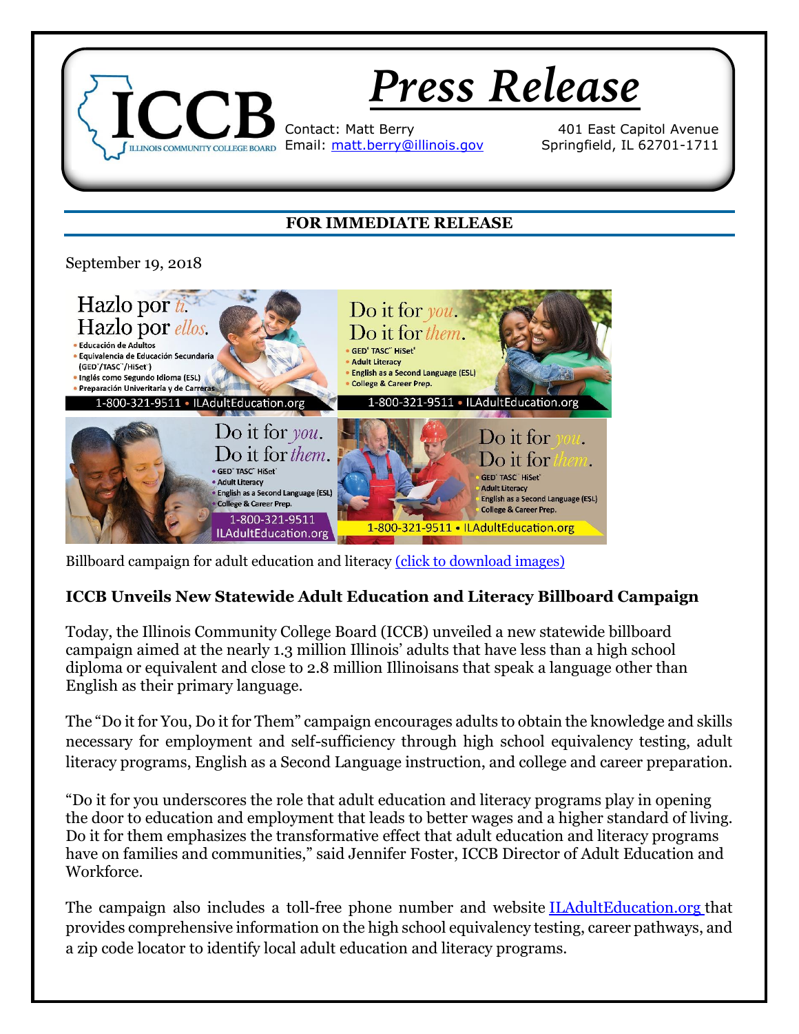# Press Release

ICCB
ILLINOIS COMMUNITY COLLEGE BOARD

Contact: Matt Berry
Email: matt.berry@illinois.gov

401 East Capitol Avenue
Springfield, IL 62701-1711

**FOR IMMEDIATE RELEASE**

September 19, 2018

Billboard campaign for adult education and literacy (click to download images)

## ICCB Unveils New Statewide Adult Education and Literacy Billboard Campaign

Today, the Illinois Community College Board (ICCB) unveiled a new statewide billboard campaign aimed at the nearly 1.3 million Illinois' adults that have less than a high school diploma or equivalent and close to 2.8 million Illinoisans that speak a language other than English as their primary language.

The "Do it for You, Do it for Them" campaign encourages adults to obtain the knowledge and skills necessary for employment and self-sufficiency through high school equivalency testing, adult literacy programs, English as a Second Language instruction, and college and career preparation.

"Do it for you underscores the role that adult education and literacy programs play in opening the door to education and employment that leads to better wages and a higher standard of living. Do it for them emphasizes the transformative effect that adult education and literacy programs have on families and communities," said Jennifer Foster, ICCB Director of Adult Education and Workforce.

The campaign also includes a toll-free phone number and website ILAdultEducation.org that provides comprehensive information on the high school equivalency testing, career pathways, and a zip code locator to identify local adult education and literacy programs.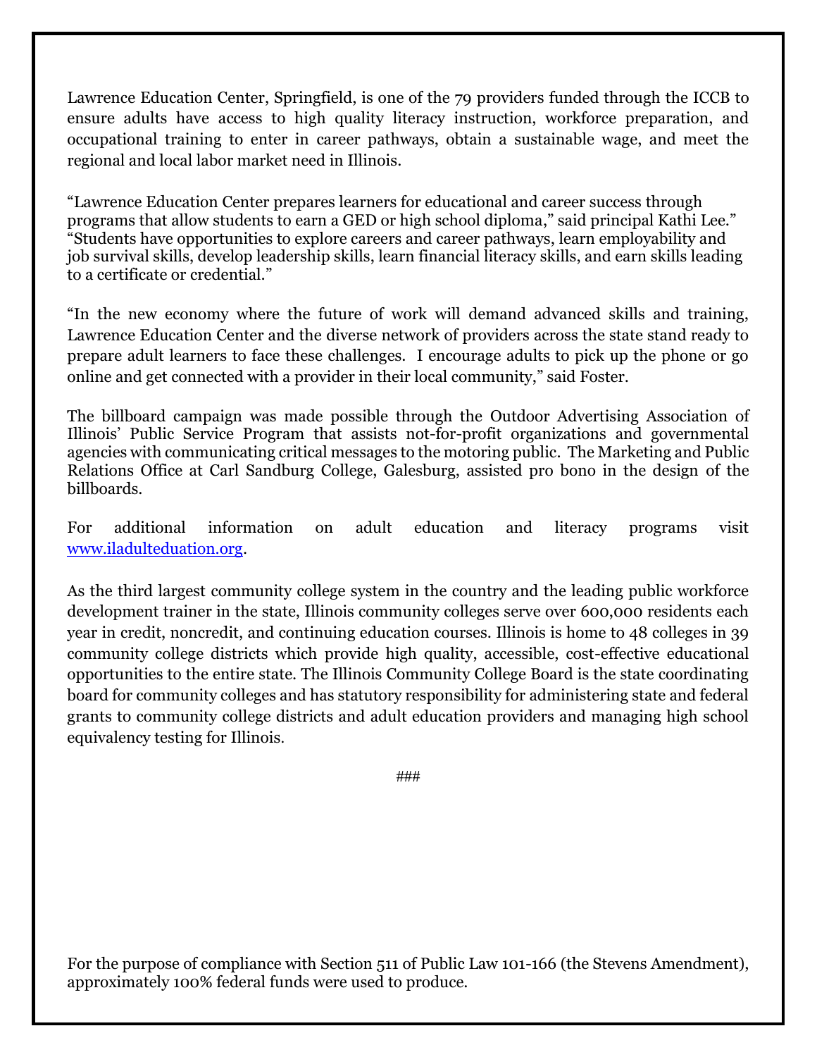Lawrence Education Center, Springfield, is one of the 79 providers funded through the ICCB to ensure adults have access to high quality literacy instruction, workforce preparation, and occupational training to enter in career pathways, obtain a sustainable wage, and meet the regional and local labor market need in Illinois.

"Lawrence Education Center prepares learners for educational and career success through programs that allow students to earn a GED or high school diploma," said principal Kathi Lee." "Students have opportunities to explore careers and career pathways, learn employability and job survival skills, develop leadership skills, learn financial literacy skills, and earn skills leading to a certificate or credential."

"In the new economy where the future of work will demand advanced skills and training, Lawrence Education Center and the diverse network of providers across the state stand ready to prepare adult learners to face these challenges. I encourage adults to pick up the phone or go online and get connected with a provider in their local community," said Foster.

The billboard campaign was made possible through the Outdoor Advertising Association of Illinois' Public Service Program that assists not-for-profit organizations and governmental agencies with communicating critical messages to the motoring public. The Marketing and Public Relations Office at Carl Sandburg College, Galesburg, assisted pro bono in the design of the billboards.

For additional information on adult education and literacy programs visit [www.iladulteduation.org](www.iladulteduation.org).

As the third largest community college system in the country and the leading public workforce development trainer in the state, Illinois community colleges serve over 600,000 residents each year in credit, noncredit, and continuing education courses. Illinois is home to 48 colleges in 39 community college districts which provide high quality, accessible, cost-effective educational opportunities to the entire state. The Illinois Community College Board is the state coordinating board for community colleges and has statutory responsibility for administering state and federal grants to community college districts and adult education providers and managing high school equivalency testing for Illinois.

###

For the purpose of compliance with Section 511 of Public Law 101-166 (the Stevens Amendment), approximately 100% federal funds were used to produce.